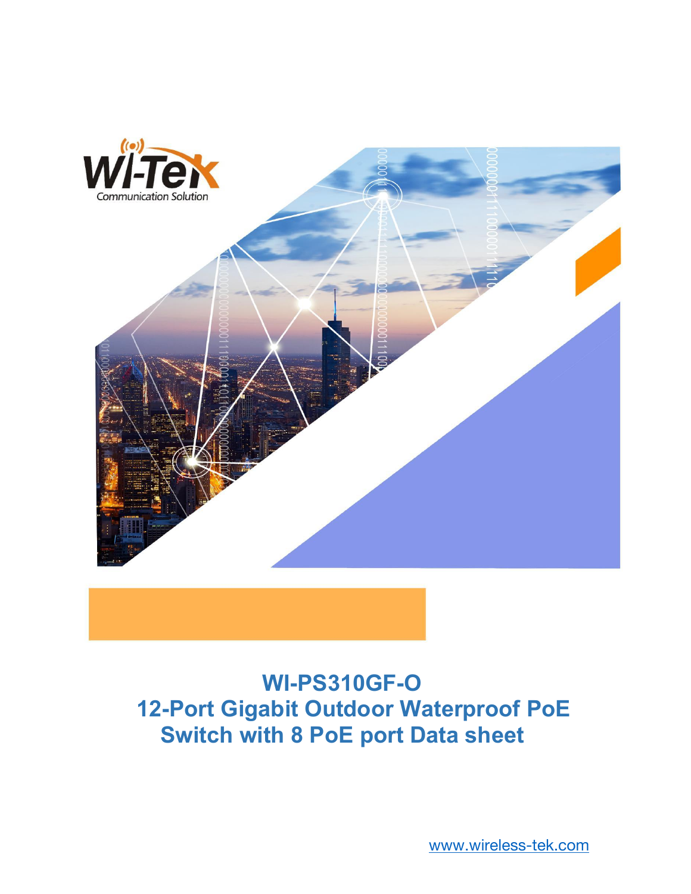Wi-Tek

Communication Solution

# WI-PS310GF-O
# 12-Port Gigabit Outdoor Waterproof PoE Switch with 8 PoE port Data sheet

www.wireless-tek.com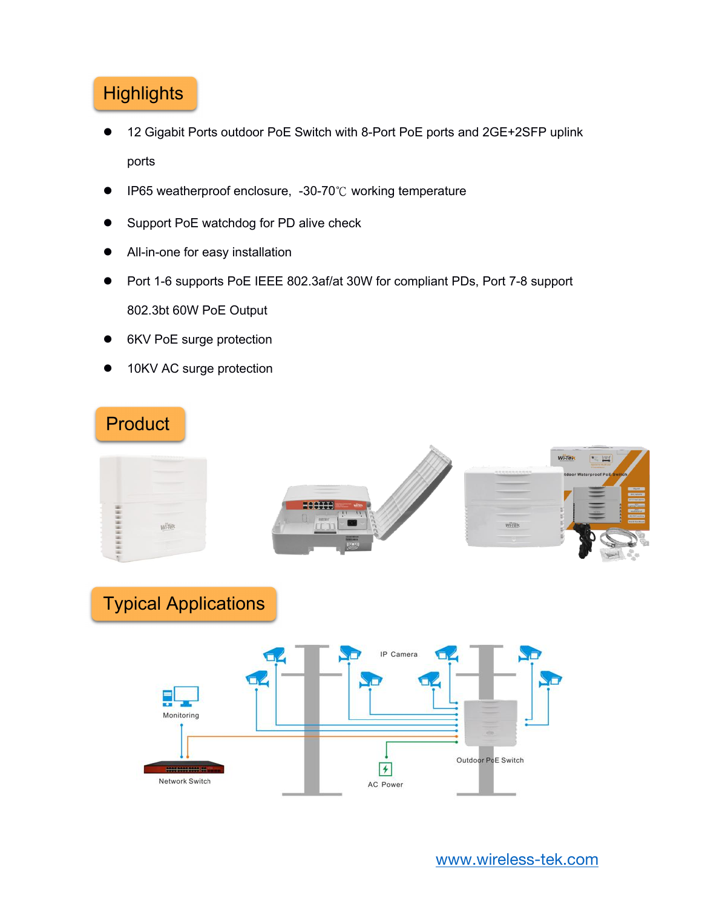## Highlights

- 12 Gigabit Ports outdoor PoE Switch with 8-Port PoE ports and 2GE+2SFP uplink ports
- IP65 weatherproof enclosure, -30-70℃ working temperature
- Support PoE watchdog for PD alive check
- All-in-one for easy installation
- Port 1-6 supports PoE IEEE 802.3af/at 30W for compliant PDs, Port 7-8 support 802.3bt 60W PoE Output
- 6KV PoE surge protection
- 10KV AC surge protection

## Product

## Typical Applications

www.wireless-tek.com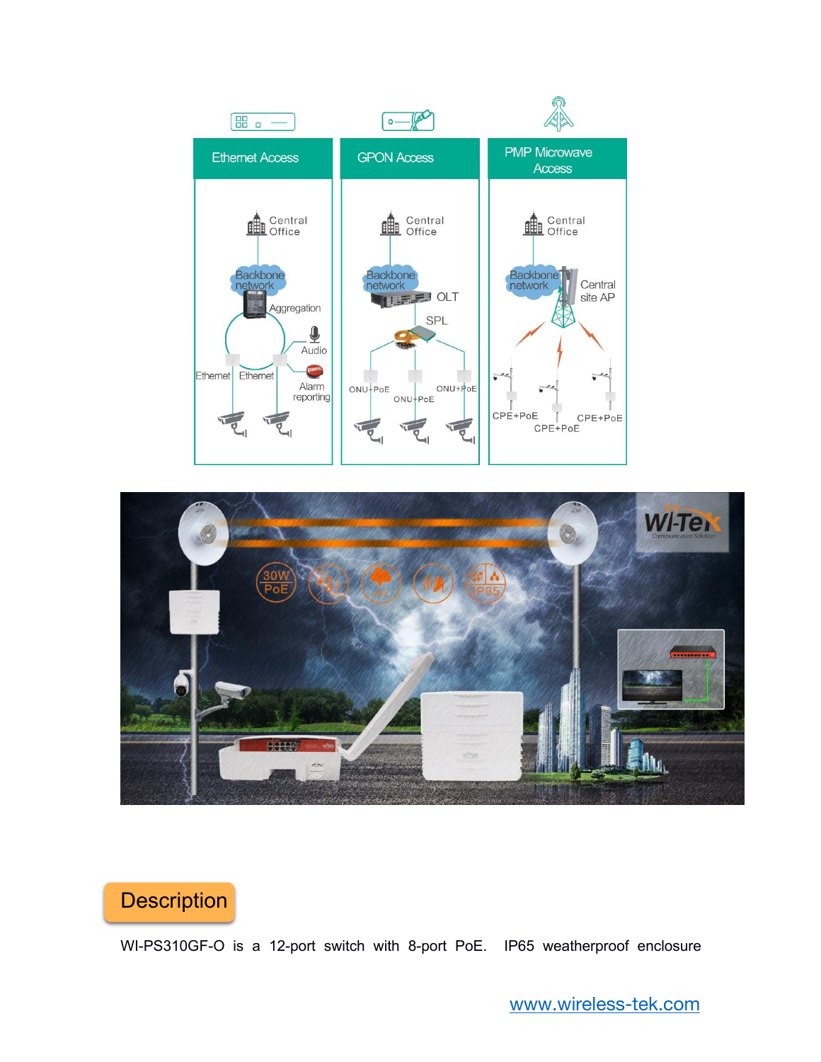## Description

WI-PS310GF-O is a 12-port switch with 8-port PoE. IP65 weatherproof enclosure

www.wireless-tek.com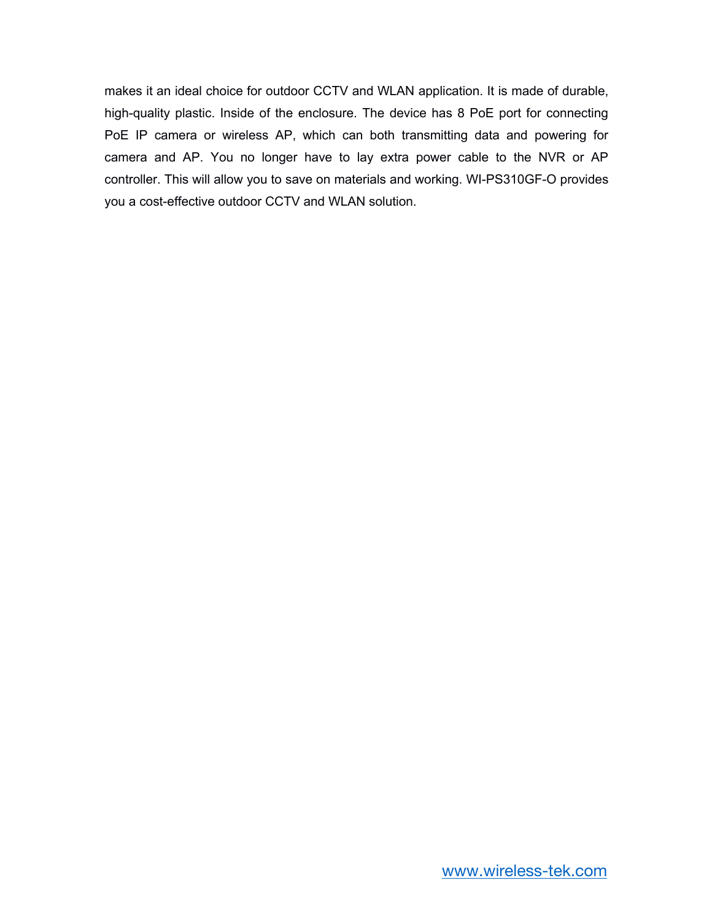makes it an ideal choice for outdoor CCTV and WLAN application. It is made of durable, high-quality plastic. Inside of the enclosure. The device has 8 PoE port for connecting PoE IP camera or wireless AP, which can both transmitting data and powering for camera and AP. You no longer have to lay extra power cable to the NVR or AP controller. This will allow you to save on materials and working. WI-PS310GF-O provides you a cost-effective outdoor CCTV and WLAN solution.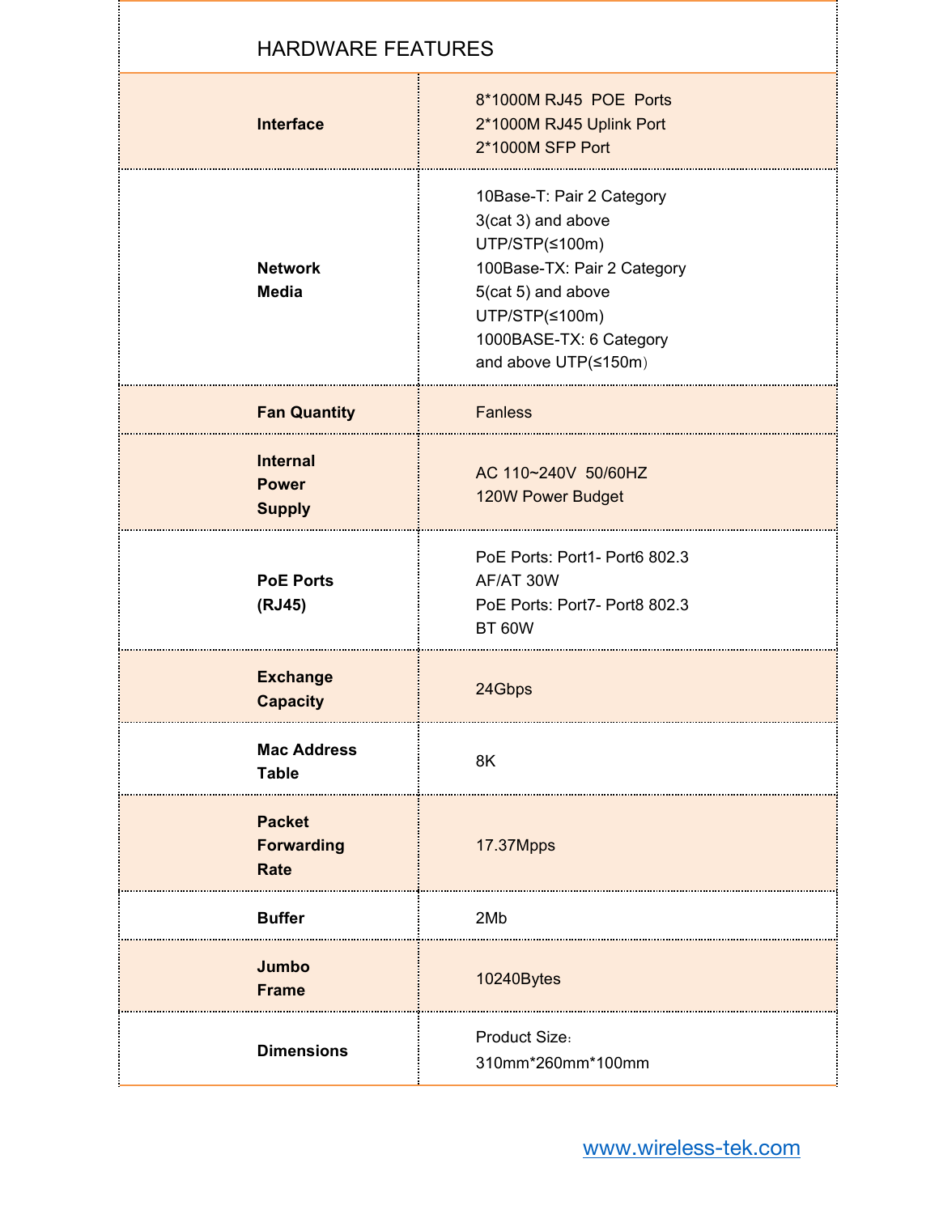## HARDWARE FEATURES

| | |
|---|---|
| **Interface** | 8*1000M RJ45 POE Ports<br>2*1000M RJ45 Uplink Port<br>2*1000M SFP Port |
| **Network Media** | 10Base-T: Pair 2 Category 3(cat 3) and above UTP/STP(≤100m)<br>100Base-TX: Pair 2 Category 5(cat 5) and above UTP/STP(≤100m)<br>1000BASE-TX: 6 Category and above UTP(≤150m） |
| **Fan Quantity** | Fanless |
| **Internal Power Supply** | AC 110~240V 50/60HZ<br>120W Power Budget |
| **PoE Ports (RJ45)** | PoE Ports: Port1- Port6 802.3 AF/AT 30W<br>PoE Ports: Port7- Port8 802.3 BT 60W |
| **Exchange Capacity** | 24Gbps |
| **Mac Address Table** | 8K |
| **Packet Forwarding Rate** | 17.37Mpps |
| **Buffer** | 2Mb |
| **Jumbo Frame** | 10240Bytes |
| **Dimensions** | Product Size：<br>310mm*260mm*100mm |

www.wireless-tek.com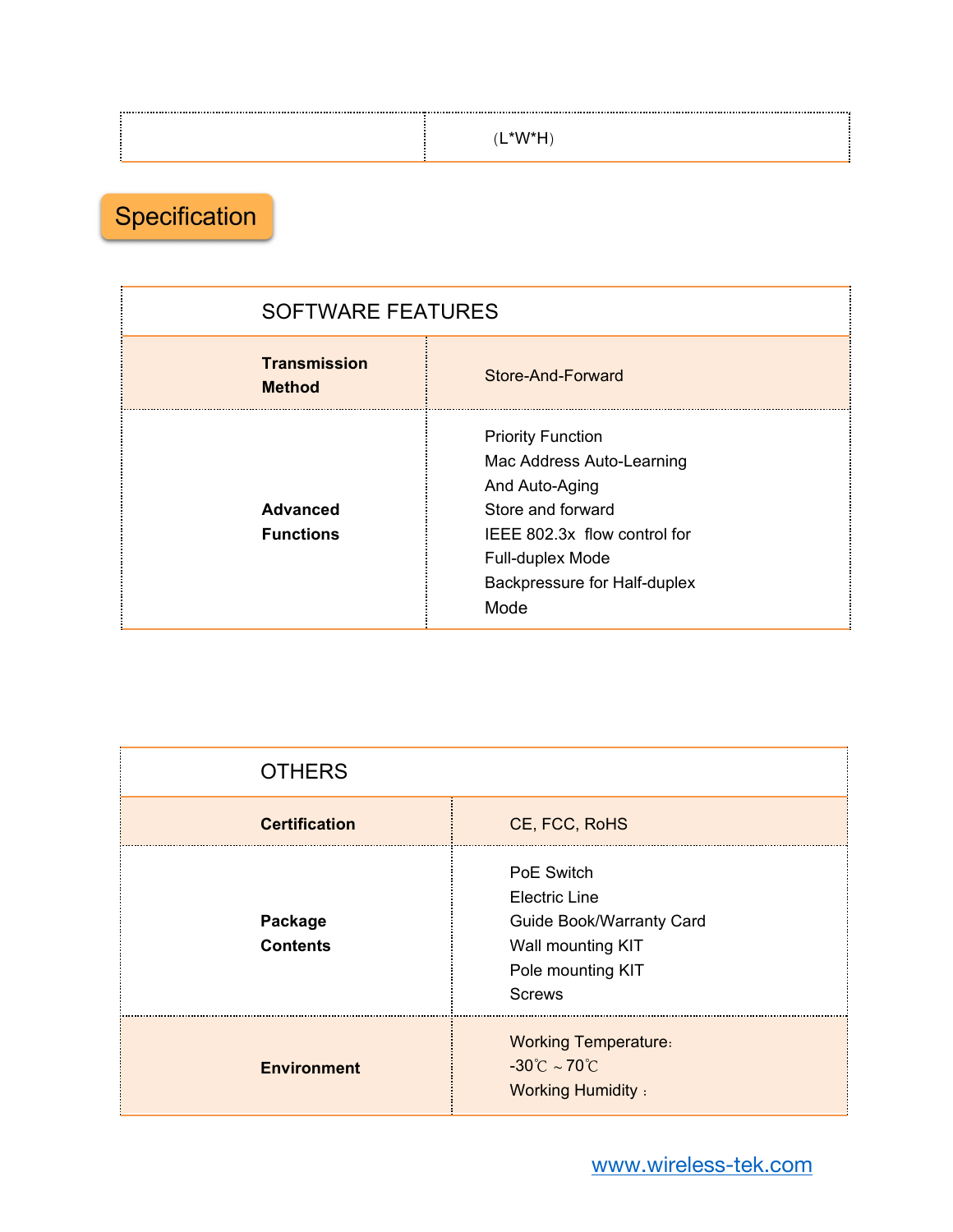|  | （L*W*H） |
|---|---|

## Specification

| SOFTWARE FEATURES | |
|---|---|
| **Transmission Method** | Store-And-Forward |
| **Advanced Functions** | Priority Function<br>Mac Address Auto-Learning And Auto-Aging<br>Store and forward<br>IEEE 802.3x flow control for Full-duplex Mode<br>Backpressure for Half-duplex Mode |

| OTHERS | |
|---|---|
| **Certification** | CE, FCC, RoHS |
| **Package Contents** | PoE Switch<br>Electric Line<br>Guide Book/Warranty Card<br>Wall mounting KIT<br>Pole mounting KIT<br>Screws |
| **Environment** | Working Temperature：<br>-30℃～70℃<br>Working Humidity： |

www.wireless-tek.com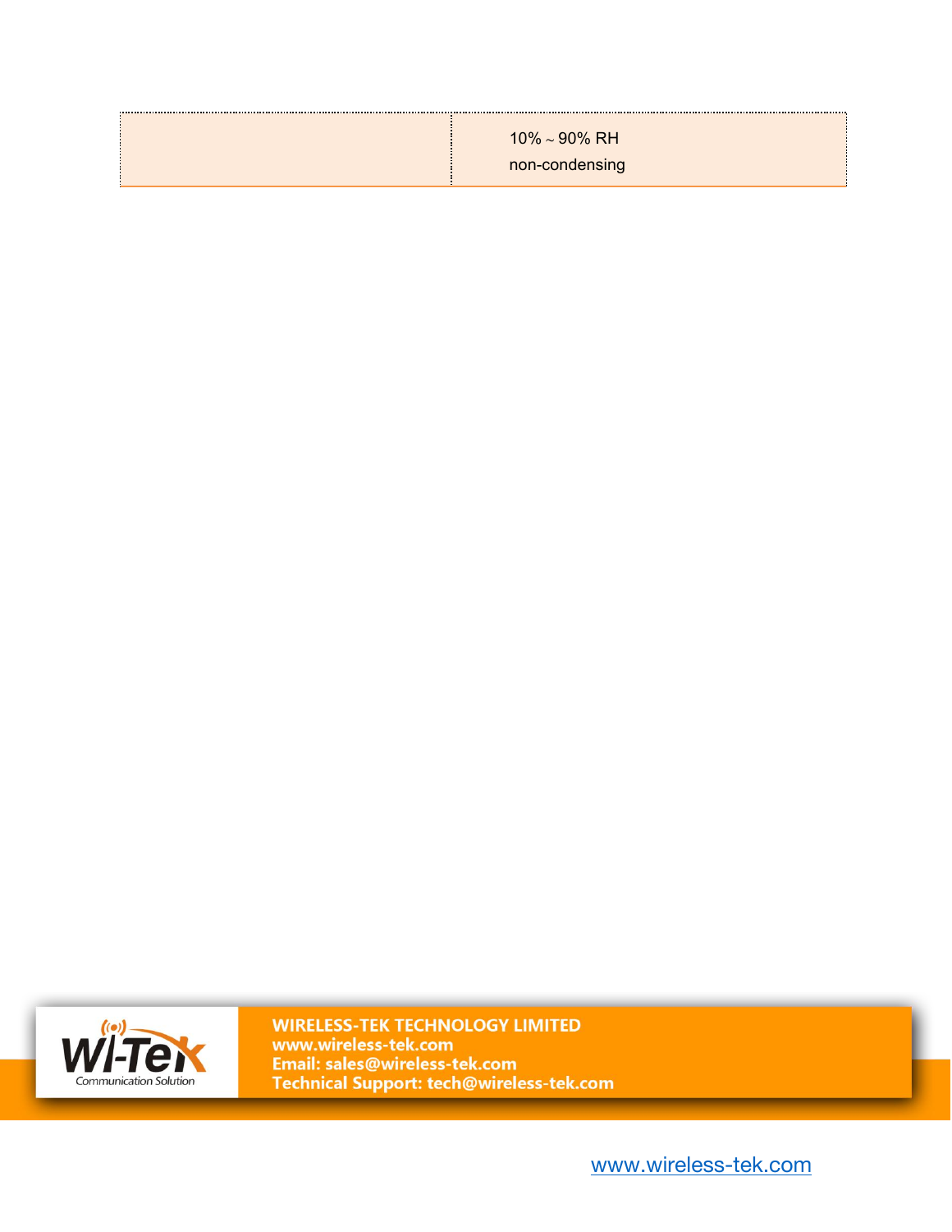| | |
|---|---|
| | 10% ~ 90% RH<br>non-condensing |